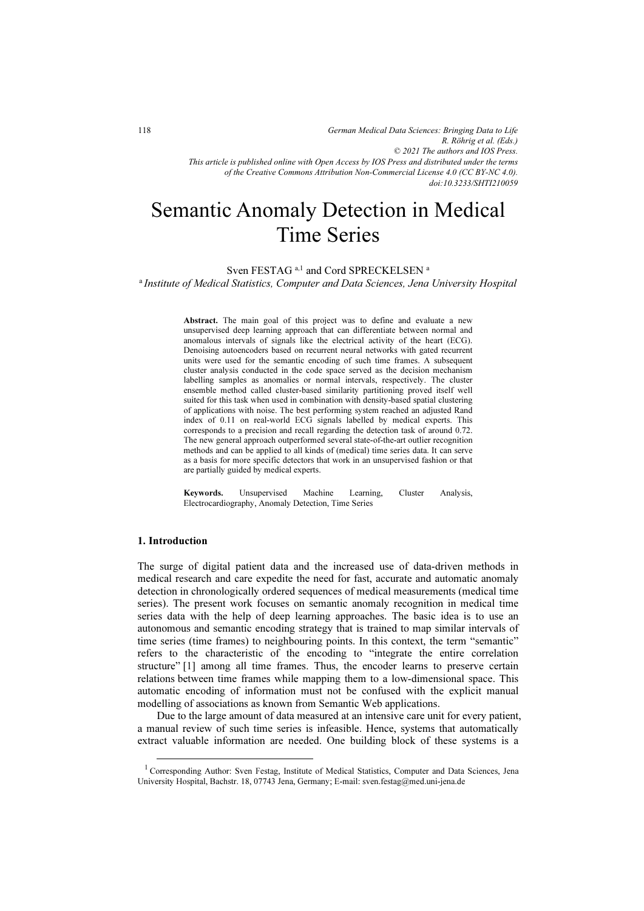# Semantic Anomaly Detection in Medical Time Series

Sven FESTAG [a,1] and Cord SPRECKELSEN [a]

[a] *Institute of Medical Statistics, Computer and Data Sciences, Jena University Hospital*

**Abstract.** The main goal of this project was to define and evaluate a new unsupervised deep learning approach that can differentiate between normal and anomalous intervals of signals like the electrical activity of the heart (ECG). Denoising autoencoders based on recurrent neural networks with gated recurrent units were used for the semantic encoding of such time frames. A subsequent cluster analysis conducted in the code space served as the decision mechanism labelling samples as anomalies or normal intervals, respectively. The cluster ensemble method called cluster-based similarity partitioning proved itself well suited for this task when used in combination with density-based spatial clustering of applications with noise. The best performing system reached an adjusted Rand index of 0.11 on real-world ECG signals labelled by medical experts. This corresponds to a precision and recall regarding the detection task of around 0.72. The new general approach outperformed several state-of-the-art outlier recognition methods and can be applied to all kinds of (medical) time series data. It can serve as a basis for more specific detectors that work in an unsupervised fashion or that are partially guided by medical experts.

**Keywords.** Unsupervised Machine Learning, Cluster Analysis, Electrocardiography, Anomaly Detection, Time Series

## 1. Introduction

The surge of digital patient data and the increased use of data-driven methods in medical research and care expedite the need for fast, accurate and automatic anomaly detection in chronologically ordered sequences of medical measurements (medical time series). The present work focuses on semantic anomaly recognition in medical time series data with the help of deep learning approaches. The basic idea is to use an autonomous and semantic encoding strategy that is trained to map similar intervals of time series (time frames) to neighbouring points. In this context, the term "semantic" refers to the characteristic of the encoding to "integrate the entire correlation structure" [1] among all time frames. Thus, the encoder learns to preserve certain relations between time frames while mapping them to a low-dimensional space. This automatic encoding of information must not be confused with the explicit manual modelling of associations as known from Semantic Web applications.

Due to the large amount of data measured at an intensive care unit for every patient, a manual review of such time series is infeasible. Hence, systems that automatically extract valuable information are needed. One building block of these systems is a

[1] Corresponding Author: Sven Festag, Institute of Medical Statistics, Computer and Data Sciences, Jena University Hospital, Bachstr. 18, 07743 Jena, Germany; E-mail: sven.festag@med.uni-jena.de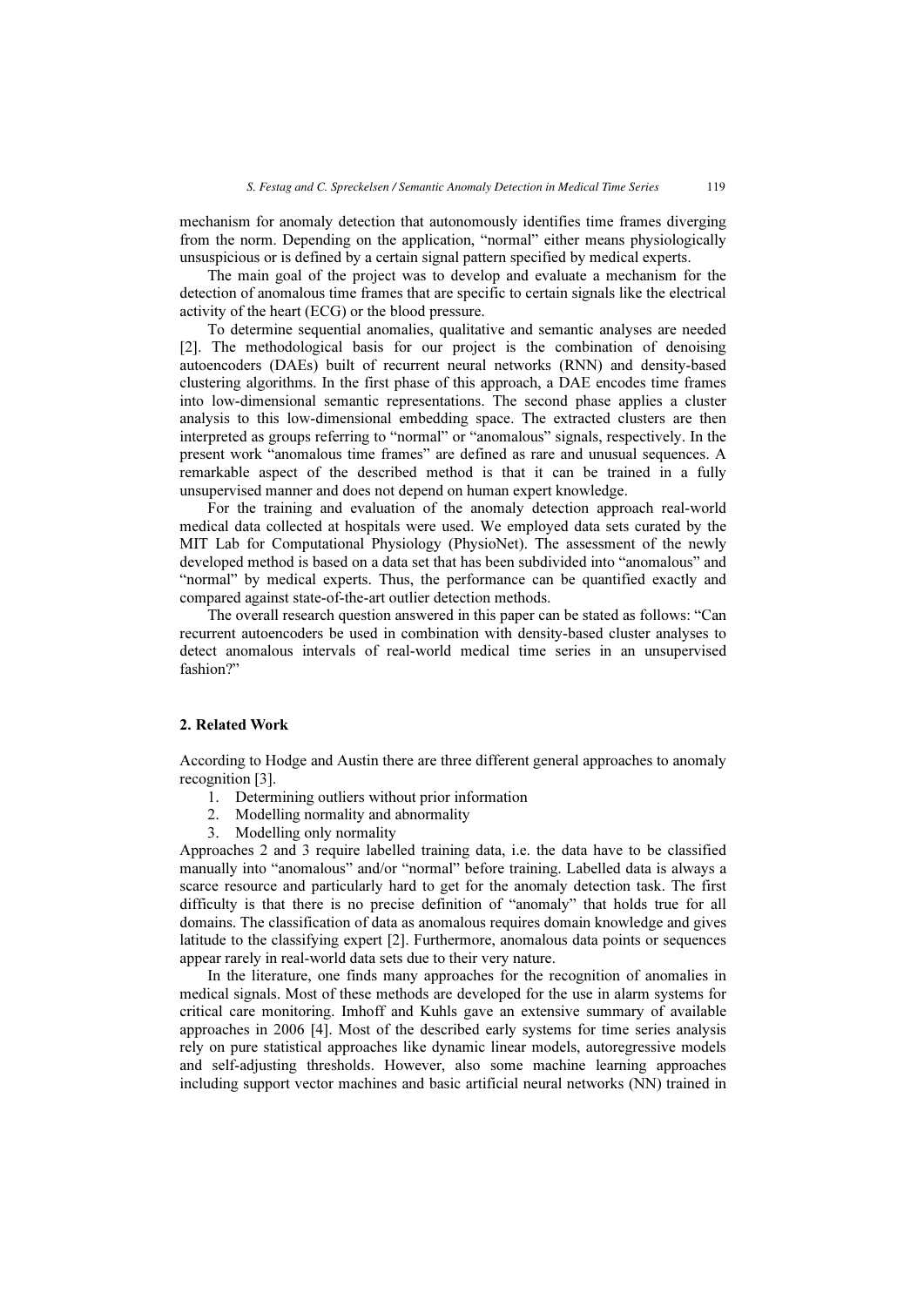mechanism for anomaly detection that autonomously identifies time frames diverging from the norm. Depending on the application, "normal" either means physiologically unsuspicious or is defined by a certain signal pattern specified by medical experts.

The main goal of the project was to develop and evaluate a mechanism for the detection of anomalous time frames that are specific to certain signals like the electrical activity of the heart (ECG) or the blood pressure.

To determine sequential anomalies, qualitative and semantic analyses are needed [2]. The methodological basis for our project is the combination of denoising autoencoders (DAEs) built of recurrent neural networks (RNN) and density-based clustering algorithms. In the first phase of this approach, a DAE encodes time frames into low-dimensional semantic representations. The second phase applies a cluster analysis to this low-dimensional embedding space. The extracted clusters are then interpreted as groups referring to "normal" or "anomalous" signals, respectively. In the present work "anomalous time frames" are defined as rare and unusual sequences. A remarkable aspect of the described method is that it can be trained in a fully unsupervised manner and does not depend on human expert knowledge.

For the training and evaluation of the anomaly detection approach real-world medical data collected at hospitals were used. We employed data sets curated by the MIT Lab for Computational Physiology (PhysioNet). The assessment of the newly developed method is based on a data set that has been subdivided into "anomalous" and "normal" by medical experts. Thus, the performance can be quantified exactly and compared against state-of-the-art outlier detection methods.

The overall research question answered in this paper can be stated as follows: "Can recurrent autoencoders be used in combination with density-based cluster analyses to detect anomalous intervals of real-world medical time series in an unsupervised fashion?"

## 2. Related Work

According to Hodge and Austin there are three different general approaches to anomaly recognition [3].

1. Determining outliers without prior information
2. Modelling normality and abnormality
3. Modelling only normality

Approaches 2 and 3 require labelled training data, i.e. the data have to be classified manually into "anomalous" and/or "normal" before training. Labelled data is always a scarce resource and particularly hard to get for the anomaly detection task. The first difficulty is that there is no precise definition of "anomaly" that holds true for all domains. The classification of data as anomalous requires domain knowledge and gives latitude to the classifying expert [2]. Furthermore, anomalous data points or sequences appear rarely in real-world data sets due to their very nature.

In the literature, one finds many approaches for the recognition of anomalies in medical signals. Most of these methods are developed for the use in alarm systems for critical care monitoring. Imhoff and Kuhls gave an extensive summary of available approaches in 2006 [4]. Most of the described early systems for time series analysis rely on pure statistical approaches like dynamic linear models, autoregressive models and self-adjusting thresholds. However, also some machine learning approaches including support vector machines and basic artificial neural networks (NN) trained in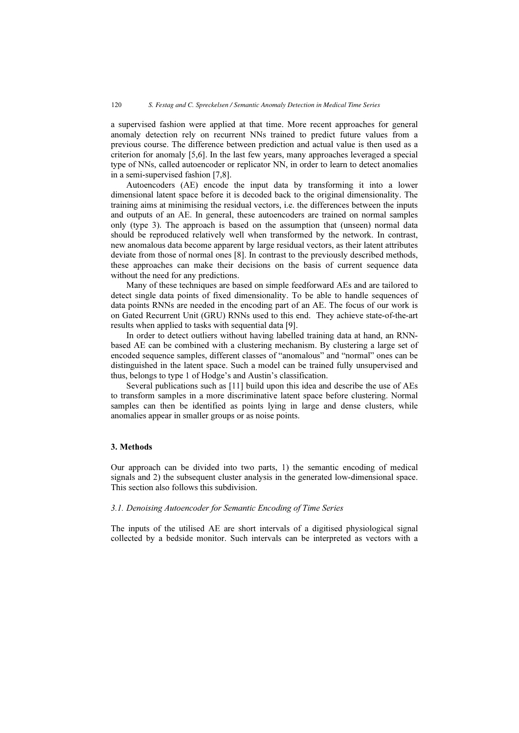a supervised fashion were applied at that time. More recent approaches for general anomaly detection rely on recurrent NNs trained to predict future values from a previous course. The difference between prediction and actual value is then used as a criterion for anomaly [5,6]. In the last few years, many approaches leveraged a special type of NNs, called autoencoder or replicator NN, in order to learn to detect anomalies in a semi-supervised fashion [7,8].

Autoencoders (AE) encode the input data by transforming it into a lower dimensional latent space before it is decoded back to the original dimensionality. The training aims at minimising the residual vectors, i.e. the differences between the inputs and outputs of an AE. In general, these autoencoders are trained on normal samples only (type 3). The approach is based on the assumption that (unseen) normal data should be reproduced relatively well when transformed by the network. In contrast, new anomalous data become apparent by large residual vectors, as their latent attributes deviate from those of normal ones [8]. In contrast to the previously described methods, these approaches can make their decisions on the basis of current sequence data without the need for any predictions.

Many of these techniques are based on simple feedforward AEs and are tailored to detect single data points of fixed dimensionality. To be able to handle sequences of data points RNNs are needed in the encoding part of an AE. The focus of our work is on Gated Recurrent Unit (GRU) RNNs used to this end. They achieve state-of-the-art results when applied to tasks with sequential data [9].

In order to detect outliers without having labelled training data at hand, an RNN-based AE can be combined with a clustering mechanism. By clustering a large set of encoded sequence samples, different classes of "anomalous" and "normal" ones can be distinguished in the latent space. Such a model can be trained fully unsupervised and thus, belongs to type 1 of Hodge's and Austin's classification.

Several publications such as [11] build upon this idea and describe the use of AEs to transform samples in a more discriminative latent space before clustering. Normal samples can then be identified as points lying in large and dense clusters, while anomalies appear in smaller groups or as noise points.

## 3. Methods

Our approach can be divided into two parts, 1) the semantic encoding of medical signals and 2) the subsequent cluster analysis in the generated low-dimensional space. This section also follows this subdivision.

### *3.1. Denoising Autoencoder for Semantic Encoding of Time Series*

The inputs of the utilised AE are short intervals of a digitised physiological signal collected by a bedside monitor. Such intervals can be interpreted as vectors with a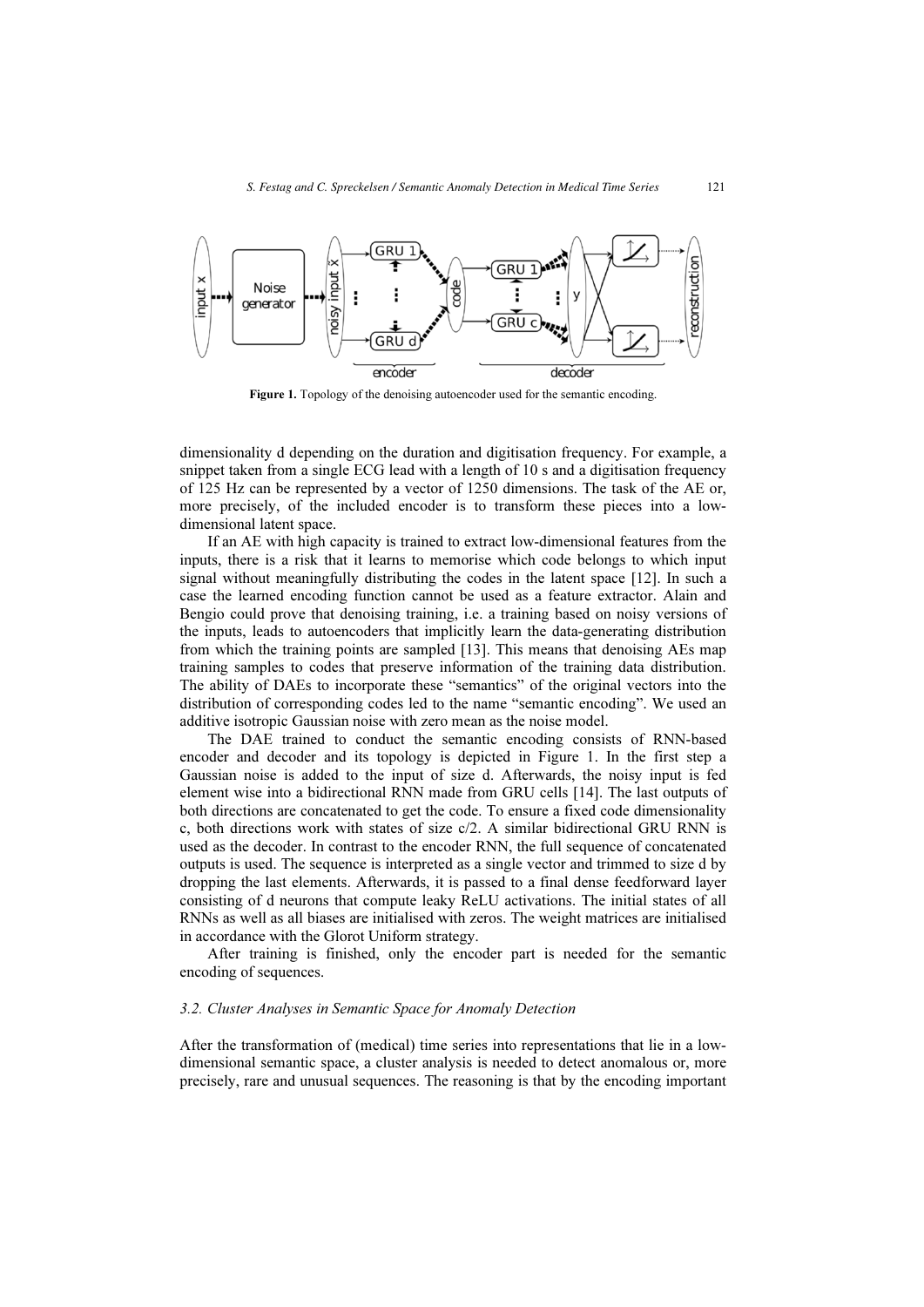**Figure 1.** Topology of the denoising autoencoder used for the semantic encoding.

dimensionality d depending on the duration and digitisation frequency. For example, a snippet taken from a single ECG lead with a length of 10 s and a digitisation frequency of 125 Hz can be represented by a vector of 1250 dimensions. The task of the AE or, more precisely, of the included encoder is to transform these pieces into a low-dimensional latent space.

If an AE with high capacity is trained to extract low-dimensional features from the inputs, there is a risk that it learns to memorise which code belongs to which input signal without meaningfully distributing the codes in the latent space [12]. In such a case the learned encoding function cannot be used as a feature extractor. Alain and Bengio could prove that denoising training, i.e. a training based on noisy versions of the inputs, leads to autoencoders that implicitly learn the data-generating distribution from which the training points are sampled [13]. This means that denoising AEs map training samples to codes that preserve information of the training data distribution. The ability of DAEs to incorporate these "semantics" of the original vectors into the distribution of corresponding codes led to the name "semantic encoding". We used an additive isotropic Gaussian noise with zero mean as the noise model.

The DAE trained to conduct the semantic encoding consists of RNN-based encoder and decoder and its topology is depicted in Figure 1. In the first step a Gaussian noise is added to the input of size d. Afterwards, the noisy input is fed element wise into a bidirectional RNN made from GRU cells [14]. The last outputs of both directions are concatenated to get the code. To ensure a fixed code dimensionality c, both directions work with states of size c/2. A similar bidirectional GRU RNN is used as the decoder. In contrast to the encoder RNN, the full sequence of concatenated outputs is used. The sequence is interpreted as a single vector and trimmed to size d by dropping the last elements. Afterwards, it is passed to a final dense feedforward layer consisting of d neurons that compute leaky ReLU activations. The initial states of all RNNs as well as all biases are initialised with zeros. The weight matrices are initialised in accordance with the Glorot Uniform strategy.

After training is finished, only the encoder part is needed for the semantic encoding of sequences.

### *3.2. Cluster Analyses in Semantic Space for Anomaly Detection*

After the transformation of (medical) time series into representations that lie in a low-dimensional semantic space, a cluster analysis is needed to detect anomalous or, more precisely, rare and unusual sequences. The reasoning is that by the encoding important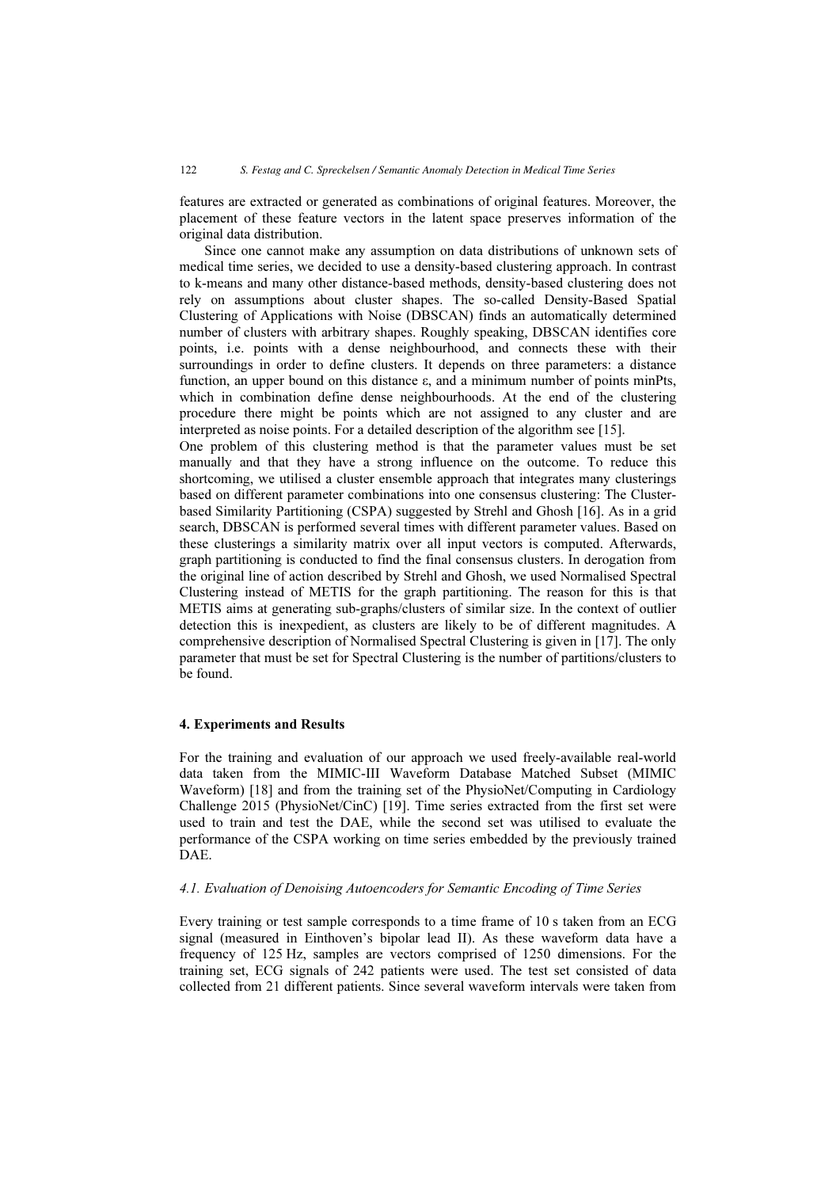features are extracted or generated as combinations of original features. Moreover, the placement of these feature vectors in the latent space preserves information of the original data distribution.

Since one cannot make any assumption on data distributions of unknown sets of medical time series, we decided to use a density-based clustering approach. In contrast to k-means and many other distance-based methods, density-based clustering does not rely on assumptions about cluster shapes. The so-called Density-Based Spatial Clustering of Applications with Noise (DBSCAN) finds an automatically determined number of clusters with arbitrary shapes. Roughly speaking, DBSCAN identifies core points, i.e. points with a dense neighbourhood, and connects these with their surroundings in order to define clusters. It depends on three parameters: a distance function, an upper bound on this distance $\varepsilon$, and a minimum number of points minPts, which in combination define dense neighbourhoods. At the end of the clustering procedure there might be points which are not assigned to any cluster and are interpreted as noise points. For a detailed description of the algorithm see [15].

One problem of this clustering method is that the parameter values must be set manually and that they have a strong influence on the outcome. To reduce this shortcoming, we utilised a cluster ensemble approach that integrates many clusterings based on different parameter combinations into one consensus clustering: The Cluster-based Similarity Partitioning (CSPA) suggested by Strehl and Ghosh [16]. As in a grid search, DBSCAN is performed several times with different parameter values. Based on these clusterings a similarity matrix over all input vectors is computed. Afterwards, graph partitioning is conducted to find the final consensus clusters. In derogation from the original line of action described by Strehl and Ghosh, we used Normalised Spectral Clustering instead of METIS for the graph partitioning. The reason for this is that METIS aims at generating sub-graphs/clusters of similar size. In the context of outlier detection this is inexpedient, as clusters are likely to be of different magnitudes. A comprehensive description of Normalised Spectral Clustering is given in [17]. The only parameter that must be set for Spectral Clustering is the number of partitions/clusters to be found.

## 4. Experiments and Results

For the training and evaluation of our approach we used freely-available real-world data taken from the MIMIC-III Waveform Database Matched Subset (MIMIC Waveform) [18] and from the training set of the PhysioNet/Computing in Cardiology Challenge 2015 (PhysioNet/CinC) [19]. Time series extracted from the first set were used to train and test the DAE, while the second set was utilised to evaluate the performance of the CSPA working on time series embedded by the previously trained DAE.

### *4.1. Evaluation of Denoising Autoencoders for Semantic Encoding of Time Series*

Every training or test sample corresponds to a time frame of 10 s taken from an ECG signal (measured in Einthoven's bipolar lead II). As these waveform data have a frequency of 125 Hz, samples are vectors comprised of 1250 dimensions. For the training set, ECG signals of 242 patients were used. The test set consisted of data collected from 21 different patients. Since several waveform intervals were taken from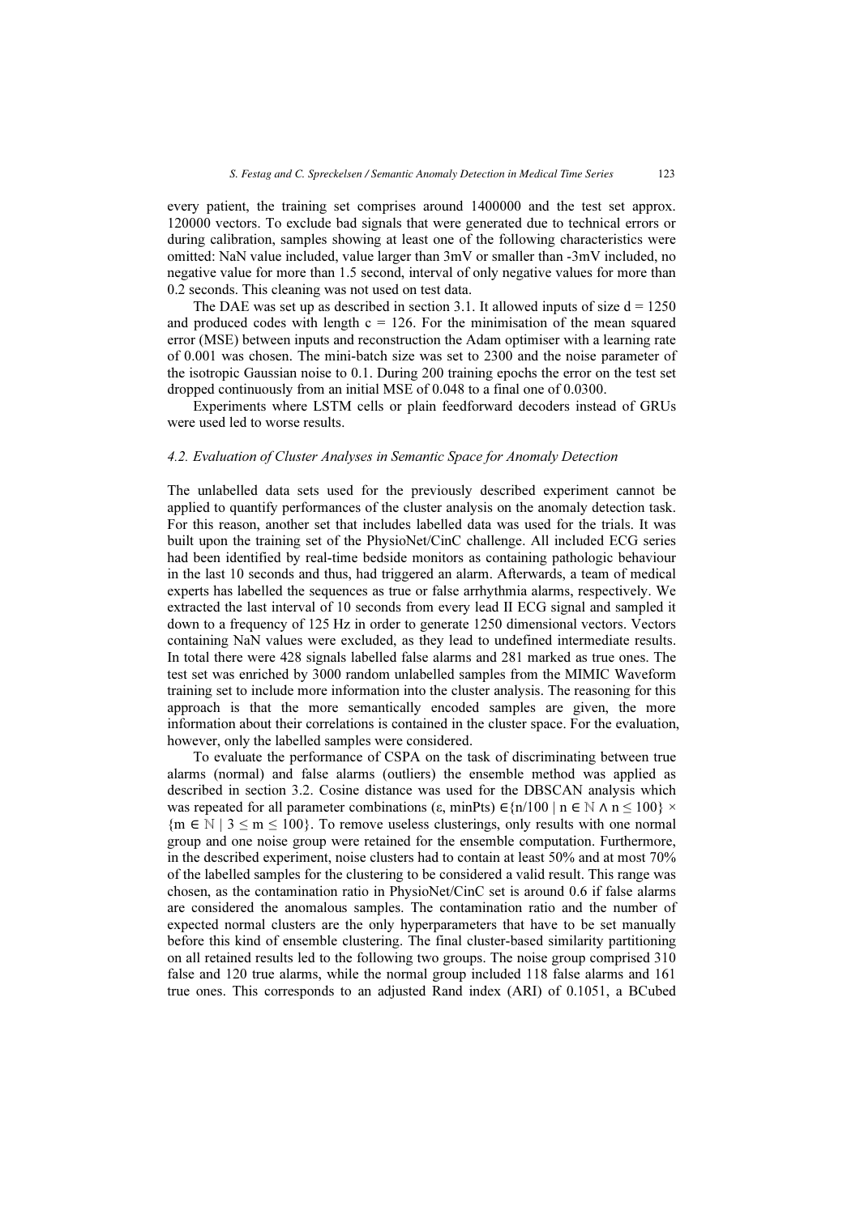every patient, the training set comprises around 1400000 and the test set approx. 120000 vectors. To exclude bad signals that were generated due to technical errors or during calibration, samples showing at least one of the following characteristics were omitted: NaN value included, value larger than 3mV or smaller than -3mV included, no negative value for more than 1.5 second, interval of only negative values for more than 0.2 seconds. This cleaning was not used on test data.

The DAE was set up as described in section 3.1. It allowed inputs of size $d = 1250$ and produced codes with length $c = 126$. For the minimisation of the mean squared error (MSE) between inputs and reconstruction the Adam optimiser with a learning rate of 0.001 was chosen. The mini-batch size was set to 2300 and the noise parameter of the isotropic Gaussian noise to 0.1. During 200 training epochs the error on the test set dropped continuously from an initial MSE of 0.048 to a final one of 0.0300.

Experiments where LSTM cells or plain feedforward decoders instead of GRUs were used led to worse results.

### 4.2. Evaluation of Cluster Analyses in Semantic Space for Anomaly Detection

The unlabelled data sets used for the previously described experiment cannot be applied to quantify performances of the cluster analysis on the anomaly detection task. For this reason, another set that includes labelled data was used for the trials. It was built upon the training set of the PhysioNet/CinC challenge. All included ECG series had been identified by real-time bedside monitors as containing pathologic behaviour in the last 10 seconds and thus, had triggered an alarm. Afterwards, a team of medical experts has labelled the sequences as true or false arrhythmia alarms, respectively. We extracted the last interval of 10 seconds from every lead II ECG signal and sampled it down to a frequency of 125 Hz in order to generate 1250 dimensional vectors. Vectors containing NaN values were excluded, as they lead to undefined intermediate results. In total there were 428 signals labelled false alarms and 281 marked as true ones. The test set was enriched by 3000 random unlabelled samples from the MIMIC Waveform training set to include more information into the cluster analysis. The reasoning for this approach is that the more semantically encoded samples are given, the more information about their correlations is contained in the cluster space. For the evaluation, however, only the labelled samples were considered.

To evaluate the performance of CSPA on the task of discriminating between true alarms (normal) and false alarms (outliers) the ensemble method was applied as described in section 3.2. Cosine distance was used for the DBSCAN analysis which was repeated for all parameter combinations $(\varepsilon, \text{minPts}) \in \{n/100 \mid n \in \mathbb{N} \wedge n \leq 100\} \times \{m \in \mathbb{N} \mid 3 \leq m \leq 100\}$. To remove useless clusterings, only results with one normal group and one noise group were retained for the ensemble computation. Furthermore, in the described experiment, noise clusters had to contain at least 50% and at most 70% of the labelled samples for the clustering to be considered a valid result. This range was chosen, as the contamination ratio in PhysioNet/CinC set is around 0.6 if false alarms are considered the anomalous samples. The contamination ratio and the number of expected normal clusters are the only hyperparameters that have to be set manually before this kind of ensemble clustering. The final cluster-based similarity partitioning on all retained results led to the following two groups. The noise group comprised 310 false and 120 true alarms, while the normal group included 118 false alarms and 161 true ones. This corresponds to an adjusted Rand index (ARI) of 0.1051, a BCubed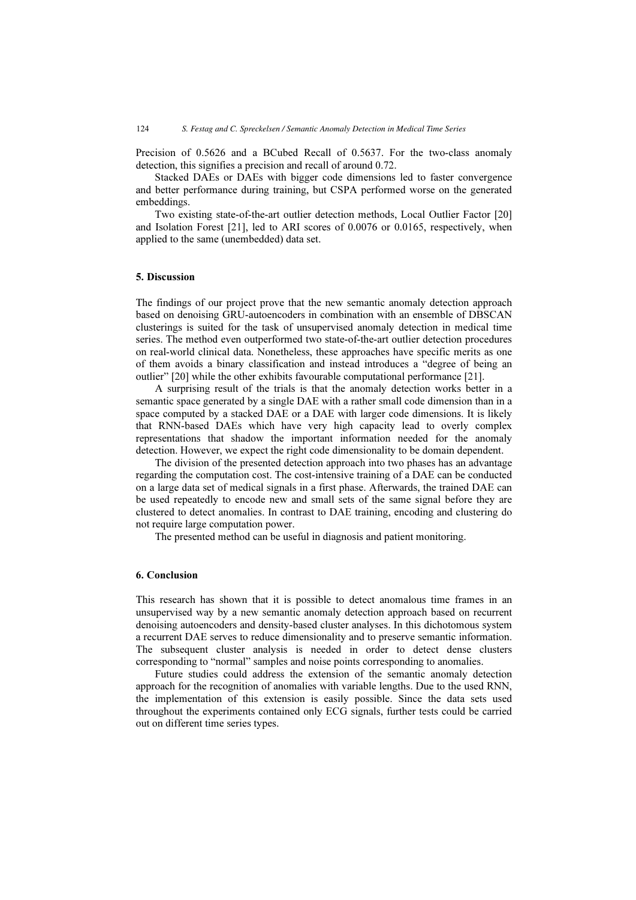Precision of 0.5626 and a BCubed Recall of 0.5637. For the two-class anomaly detection, this signifies a precision and recall of around 0.72.

Stacked DAEs or DAEs with bigger code dimensions led to faster convergence and better performance during training, but CSPA performed worse on the generated embeddings.

Two existing state-of-the-art outlier detection methods, Local Outlier Factor [20] and Isolation Forest [21], led to ARI scores of 0.0076 or 0.0165, respectively, when applied to the same (unembedded) data set.

## 5. Discussion

The findings of our project prove that the new semantic anomaly detection approach based on denoising GRU-autoencoders in combination with an ensemble of DBSCAN clusterings is suited for the task of unsupervised anomaly detection in medical time series. The method even outperformed two state-of-the-art outlier detection procedures on real-world clinical data. Nonetheless, these approaches have specific merits as one of them avoids a binary classification and instead introduces a "degree of being an outlier" [20] while the other exhibits favourable computational performance [21].

A surprising result of the trials is that the anomaly detection works better in a semantic space generated by a single DAE with a rather small code dimension than in a space computed by a stacked DAE or a DAE with larger code dimensions. It is likely that RNN-based DAEs which have very high capacity lead to overly complex representations that shadow the important information needed for the anomaly detection. However, we expect the right code dimensionality to be domain dependent.

The division of the presented detection approach into two phases has an advantage regarding the computation cost. The cost-intensive training of a DAE can be conducted on a large data set of medical signals in a first phase. Afterwards, the trained DAE can be used repeatedly to encode new and small sets of the same signal before they are clustered to detect anomalies. In contrast to DAE training, encoding and clustering do not require large computation power.

The presented method can be useful in diagnosis and patient monitoring.

## 6. Conclusion

This research has shown that it is possible to detect anomalous time frames in an unsupervised way by a new semantic anomaly detection approach based on recurrent denoising autoencoders and density-based cluster analyses. In this dichotomous system a recurrent DAE serves to reduce dimensionality and to preserve semantic information. The subsequent cluster analysis is needed in order to detect dense clusters corresponding to "normal" samples and noise points corresponding to anomalies.

Future studies could address the extension of the semantic anomaly detection approach for the recognition of anomalies with variable lengths. Due to the used RNN, the implementation of this extension is easily possible. Since the data sets used throughout the experiments contained only ECG signals, further tests could be carried out on different time series types.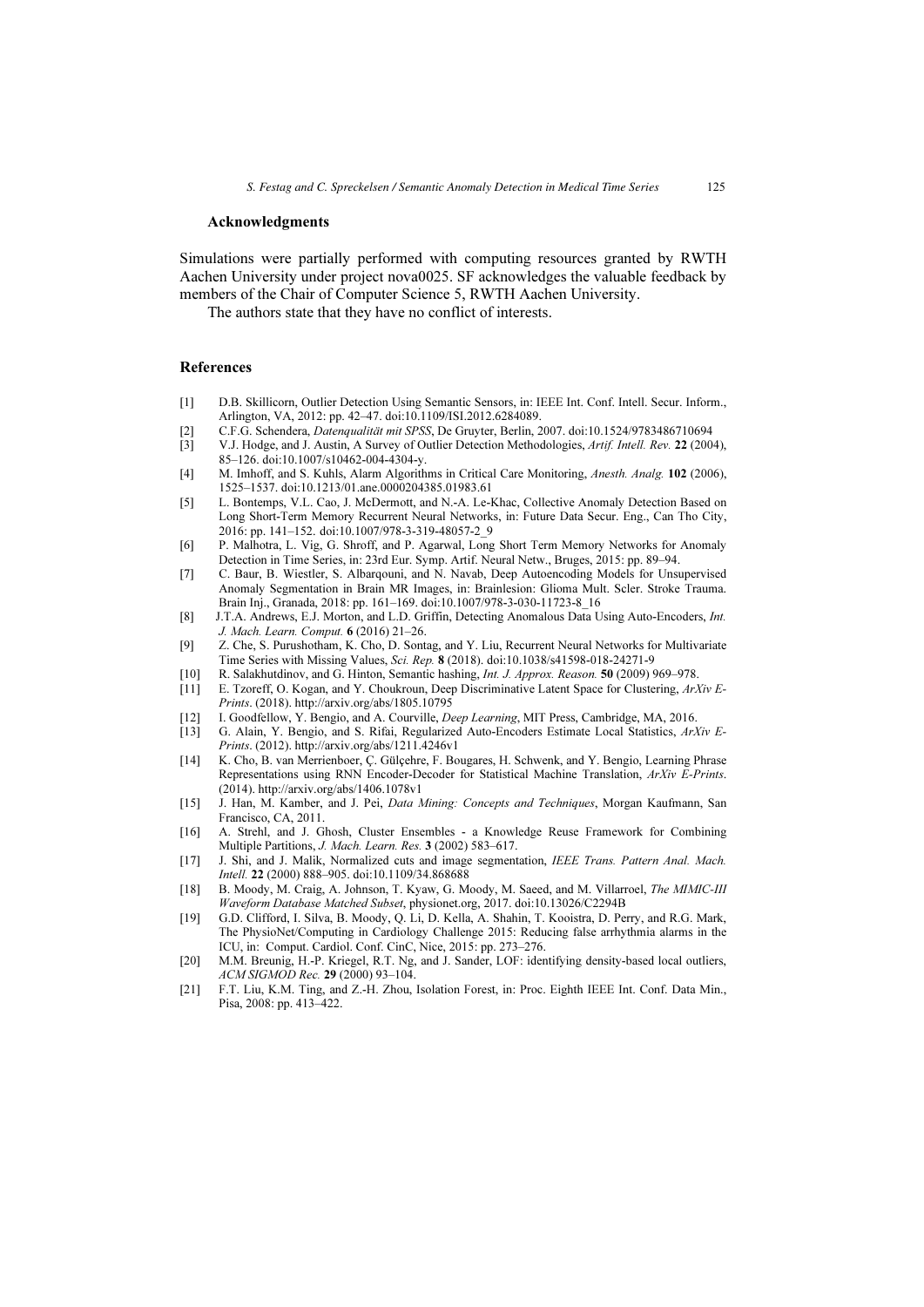### Acknowledgments

Simulations were partially performed with computing resources granted by RWTH Aachen University under project nova0025. SF acknowledges the valuable feedback by members of the Chair of Computer Science 5, RWTH Aachen University.

The authors state that they have no conflict of interests.

### References

[1] D.B. Skillicorn, Outlier Detection Using Semantic Sensors, in: IEEE Int. Conf. Intell. Secur. Inform., Arlington, VA, 2012: pp. 42–47. doi:10.1109/ISI.2012.6284089.

[2] C.F.G. Schendera, *Datenqualität mit SPSS*, De Gruyter, Berlin, 2007. doi:10.1524/9783486710694

[3] V.J. Hodge, and J. Austin, A Survey of Outlier Detection Methodologies, *Artif. Intell. Rev.* **22** (2004), 85–126. doi:10.1007/s10462-004-4304-y.

[4] M. Imhoff, and S. Kuhls, Alarm Algorithms in Critical Care Monitoring, *Anesth. Analg.* **102** (2006), 1525–1537. doi:10.1213/01.ane.0000204385.01983.61

[5] L. Bontemps, V.L. Cao, J. McDermott, and N.-A. Le-Khac, Collective Anomaly Detection Based on Long Short-Term Memory Recurrent Neural Networks, in: Future Data Secur. Eng., Can Tho City, 2016: pp. 141–152. doi:10.1007/978-3-319-48057-2_9

[6] P. Malhotra, L. Vig, G. Shroff, and P. Agarwal, Long Short Term Memory Networks for Anomaly Detection in Time Series, in: 23rd Eur. Symp. Artif. Neural Netw., Bruges, 2015: pp. 89–94.

[7] C. Baur, B. Wiestler, S. Albarqouni, and N. Navab, Deep Autoencoding Models for Unsupervised Anomaly Segmentation in Brain MR Images, in: Brainlesion: Glioma Mult. Scler. Stroke Trauma. Brain Inj., Granada, 2018: pp. 161–169. doi:10.1007/978-3-030-11723-8_16

[8] J.T.A. Andrews, E.J. Morton, and L.D. Griffin, Detecting Anomalous Data Using Auto-Encoders, *Int. J. Mach. Learn. Comput.* **6** (2016) 21–26.

[9] Z. Che, S. Purushotham, K. Cho, D. Sontag, and Y. Liu, Recurrent Neural Networks for Multivariate Time Series with Missing Values, *Sci. Rep.* **8** (2018). doi:10.1038/s41598-018-24271-9

[10] R. Salakhutdinov, and G. Hinton, Semantic hashing, *Int. J. Approx. Reason.* **50** (2009) 969–978.

[11] E. Tzoreff, O. Kogan, and Y. Choukroun, Deep Discriminative Latent Space for Clustering, *ArXiv E-Prints*. (2018). http://arxiv.org/abs/1805.10795

[12] I. Goodfellow, Y. Bengio, and A. Courville, *Deep Learning*, MIT Press, Cambridge, MA, 2016.

[13] G. Alain, Y. Bengio, and S. Rifai, Regularized Auto-Encoders Estimate Local Statistics, *ArXiv E-Prints*. (2012). http://arxiv.org/abs/1211.4246v1

[14] K. Cho, B. van Merrienboer, Ç. Gülçehre, F. Bougares, H. Schwenk, and Y. Bengio, Learning Phrase Representations using RNN Encoder-Decoder for Statistical Machine Translation, *ArXiv E-Prints*. (2014). http://arxiv.org/abs/1406.1078v1

[15] J. Han, M. Kamber, and J. Pei, *Data Mining: Concepts and Techniques*, Morgan Kaufmann, San Francisco, CA, 2011.

[16] A. Strehl, and J. Ghosh, Cluster Ensembles - a Knowledge Reuse Framework for Combining Multiple Partitions, *J. Mach. Learn. Res.* **3** (2002) 583–617.

[17] J. Shi, and J. Malik, Normalized cuts and image segmentation, *IEEE Trans. Pattern Anal. Mach. Intell.* **22** (2000) 888–905. doi:10.1109/34.868688

[18] B. Moody, M. Craig, A. Johnson, T. Kyaw, G. Moody, M. Saeed, and M. Villarroel, *The MIMIC-III Waveform Database Matched Subset*, physionet.org, 2017. doi:10.13026/C2294B

[19] G.D. Clifford, I. Silva, B. Moody, Q. Li, D. Kella, A. Shahin, T. Kooistra, D. Perry, and R.G. Mark, The PhysioNet/Computing in Cardiology Challenge 2015: Reducing false arrhythmia alarms in the ICU, in: Comput. Cardiol. Conf. CinC, Nice, 2015: pp. 273–276.

[20] M.M. Breunig, H.-P. Kriegel, R.T. Ng, and J. Sander, LOF: identifying density-based local outliers, *ACM SIGMOD Rec.* **29** (2000) 93–104.

[21] F.T. Liu, K.M. Ting, and Z.-H. Zhou, Isolation Forest, in: Proc. Eighth IEEE Int. Conf. Data Min., Pisa, 2008: pp. 413–422.